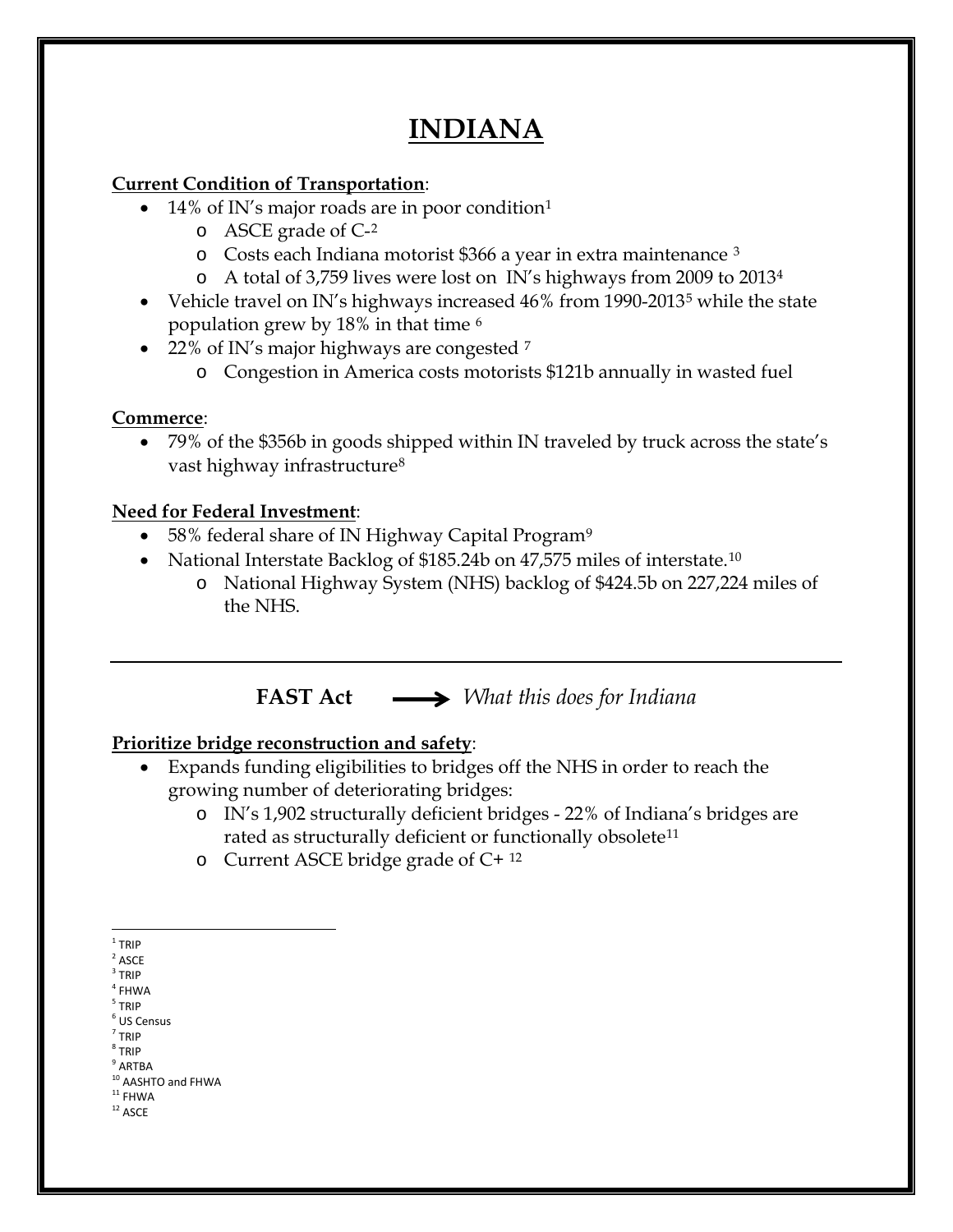# INDIANA

**Current Condition of Transportation**:

- 14% of IN's major roads are in poor condition[1]
  - ASCE grade of C-[2]
  - Costs each Indiana motorist $366 a year in extra maintenance [3]
  - A total of 3,759 lives were lost on IN's highways from 2009 to 2013[4]
- Vehicle travel on IN's highways increased 46% from 1990-2013[5] while the state population grew by 18% in that time [6]
- 22% of IN's major highways are congested [7]
  - Congestion in America costs motorists $121b annually in wasted fuel

**Commerce**:

- 79% of the $356b in goods shipped within IN traveled by truck across the state's vast highway infrastructure[8]

**Need for Federal Investment**:

- 58% federal share of IN Highway Capital Program[9]
- National Interstate Backlog of $185.24b on 47,575 miles of interstate.[10]
  - National Highway System (NHS) backlog of $424.5b on 227,224 miles of the NHS.

---

**FAST Act** ⟶ *What this does for Indiana*

**Prioritize bridge reconstruction and safety**:

- Expands funding eligibilities to bridges off the NHS in order to reach the growing number of deteriorating bridges:
  - IN's 1,902 structurally deficient bridges - 22% of Indiana's bridges are rated as structurally deficient or functionally obsolete[11]
  - Current ASCE bridge grade of C+ [12]

---

[1] TRIP
[2] ASCE
[3] TRIP
[4] FHWA
[5] TRIP
[6] US Census
[7] TRIP
[8] TRIP
[9] ARTBA
[10] AASHTO and FHWA
[11] FHWA
[12] ASCE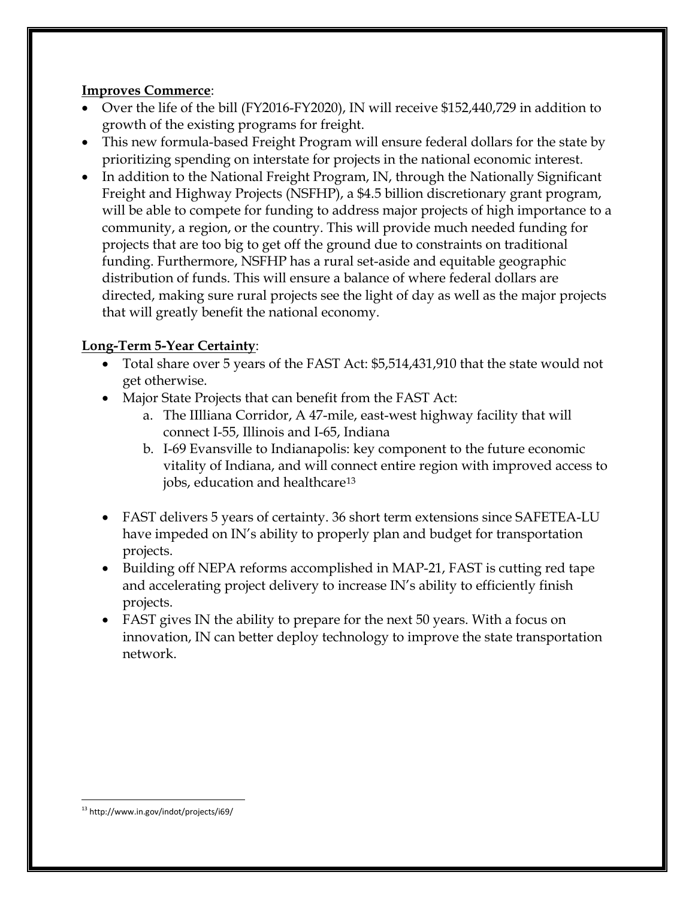**Improves Commerce**:

- Over the life of the bill (FY2016-FY2020), IN will receive $152,440,729 in addition to growth of the existing programs for freight.
- This new formula-based Freight Program will ensure federal dollars for the state by prioritizing spending on interstate for projects in the national economic interest.
- In addition to the National Freight Program, IN, through the Nationally Significant Freight and Highway Projects (NSFHP), a $4.5 billion discretionary grant program, will be able to compete for funding to address major projects of high importance to a community, a region, or the country. This will provide much needed funding for projects that are too big to get off the ground due to constraints on traditional funding. Furthermore, NSFHP has a rural set-aside and equitable geographic distribution of funds. This will ensure a balance of where federal dollars are directed, making sure rural projects see the light of day as well as the major projects that will greatly benefit the national economy.

**Long-Term 5-Year Certainty**:

- Total share over 5 years of the FAST Act: $5,514,431,910 that the state would not get otherwise.
- Major State Projects that can benefit from the FAST Act:
    a. The IIlliana Corridor, A 47-mile, east-west highway facility that will connect I-55, Illinois and I-65, Indiana
    b. I-69 Evansville to Indianapolis: key component to the future economic vitality of Indiana, and will connect entire region with improved access to jobs, education and healthcare[13]
- FAST delivers 5 years of certainty. 36 short term extensions since SAFETEA-LU have impeded on IN's ability to properly plan and budget for transportation projects.
- Building off NEPA reforms accomplished in MAP-21, FAST is cutting red tape and accelerating project delivery to increase IN's ability to efficiently finish projects.
- FAST gives IN the ability to prepare for the next 50 years. With a focus on innovation, IN can better deploy technology to improve the state transportation network.

[13] http://www.in.gov/indot/projects/i69/